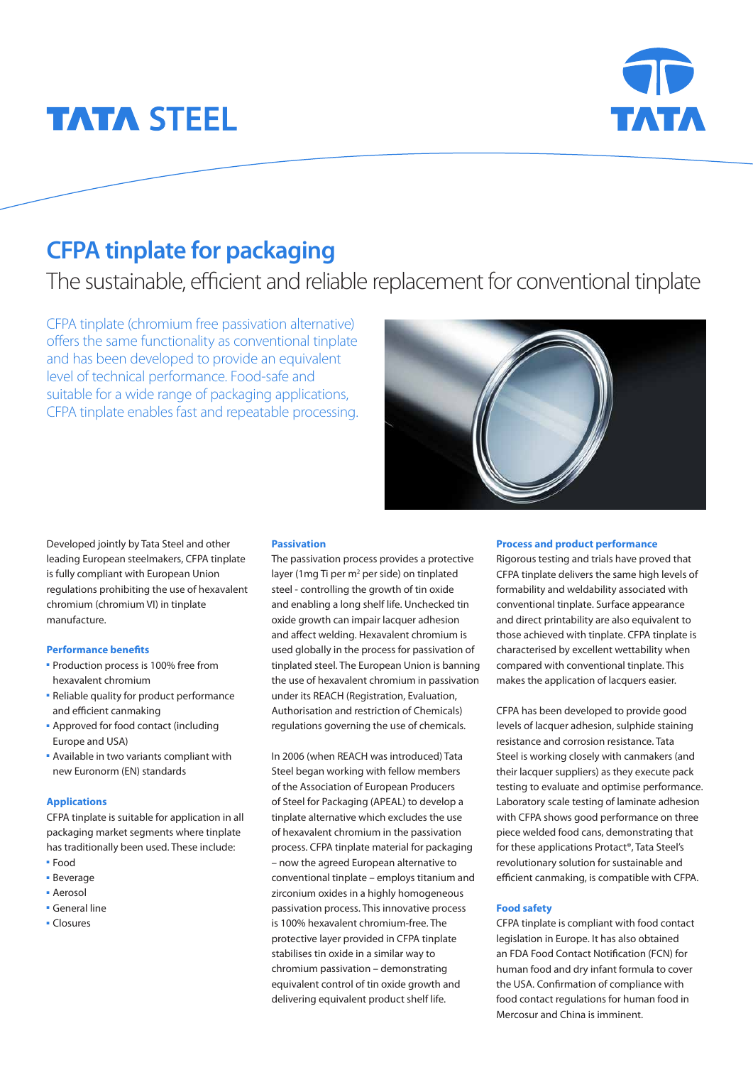TATA STEEL

TATA

# CFPA tinplate for packaging

## The sustainable, efficient and reliable replacement for conventional tinplate

CFPA tinplate (chromium free passivation alternative) offers the same functionality as conventional tinplate and has been developed to provide an equivalent level of technical performance. Food-safe and suitable for a wide range of packaging applications, CFPA tinplate enables fast and repeatable processing.

Developed jointly by Tata Steel and other leading European steelmakers, CFPA tinplate is fully compliant with European Union regulations prohibiting the use of hexavalent chromium (chromium VI) in tinplate manufacture.

### Performance benefits

- Production process is 100% free from hexavalent chromium
- Reliable quality for product performance and efficient canmaking
- Approved for food contact (including Europe and USA)
- Available in two variants compliant with new Euronorm (EN) standards

### Applications

CFPA tinplate is suitable for application in all packaging market segments where tinplate has traditionally been used. These include:

- Food
- Beverage
- Aerosol
- General line
- Closures

### Passivation

The passivation process provides a protective layer (1mg Ti per $m^2$ per side) on tinplated steel - controlling the growth of tin oxide and enabling a long shelf life. Unchecked tin oxide growth can impair lacquer adhesion and affect welding. Hexavalent chromium is used globally in the process for passivation of tinplated steel. The European Union is banning the use of hexavalent chromium in passivation under its REACH (Registration, Evaluation, Authorisation and restriction of Chemicals) regulations governing the use of chemicals.

In 2006 (when REACH was introduced) Tata Steel began working with fellow members of the Association of European Producers of Steel for Packaging (APEAL) to develop a tinplate alternative which excludes the use of hexavalent chromium in the passivation process. CFPA tinplate material for packaging – now the agreed European alternative to conventional tinplate – employs titanium and zirconium oxides in a highly homogeneous passivation process. This innovative process is 100% hexavalent chromium-free. The protective layer provided in CFPA tinplate stabilises tin oxide in a similar way to chromium passivation – demonstrating equivalent control of tin oxide growth and delivering equivalent product shelf life.

### Process and product performance

Rigorous testing and trials have proved that CFPA tinplate delivers the same high levels of formability and weldability associated with conventional tinplate. Surface appearance and direct printability are also equivalent to those achieved with tinplate. CFPA tinplate is characterised by excellent wettability when compared with conventional tinplate. This makes the application of lacquers easier.

CFPA has been developed to provide good levels of lacquer adhesion, sulphide staining resistance and corrosion resistance. Tata Steel is working closely with canmakers (and their lacquer suppliers) as they execute pack testing to evaluate and optimise performance. Laboratory scale testing of laminate adhesion with CFPA shows good performance on three piece welded food cans, demonstrating that for these applications Protact®, Tata Steel's revolutionary solution for sustainable and efficient canmaking, is compatible with CFPA.

### Food safety

CFPA tinplate is compliant with food contact legislation in Europe. It has also obtained an FDA Food Contact Notification (FCN) for human food and dry infant formula to cover the USA. Confirmation of compliance with food contact regulations for human food in Mercosur and China is imminent.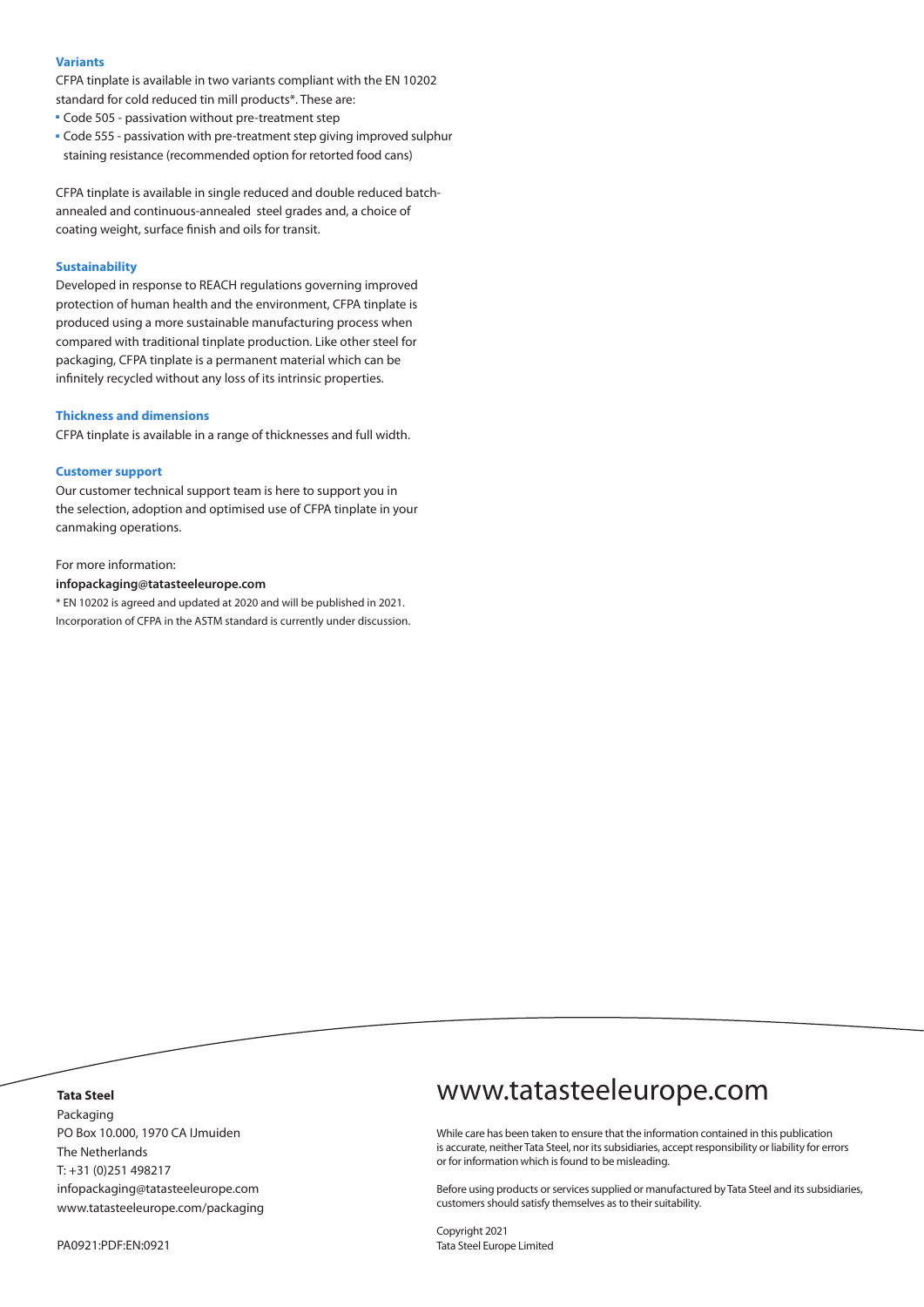### Variants

CFPA tinplate is available in two variants compliant with the EN 10202 standard for cold reduced tin mill products*. These are:

- Code 505 - passivation without pre-treatment step
- Code 555 - passivation with pre-treatment step giving improved sulphur staining resistance (recommended option for retorted food cans)

CFPA tinplate is available in single reduced and double reduced batch-annealed and continuous-annealed steel grades and, a choice of coating weight, surface finish and oils for transit.

### Sustainability

Developed in response to REACH regulations governing improved protection of human health and the environment, CFPA tinplate is produced using a more sustainable manufacturing process when compared with traditional tinplate production. Like other steel for packaging, CFPA tinplate is a permanent material which can be infinitely recycled without any loss of its intrinsic properties.

### Thickness and dimensions

CFPA tinplate is available in a range of thicknesses and full width.

### Customer support

Our customer technical support team is here to support you in the selection, adoption and optimised use of CFPA tinplate in your canmaking operations.

For more information:

**infopackaging@tatasteeleurope.com**

* EN 10202 is agreed and updated at 2020 and will be published in 2021. Incorporation of CFPA in the ASTM standard is currently under discussion.

**Tata Steel**
Packaging
PO Box 10.000, 1970 CA IJmuiden
The Netherlands
T: +31 (0)251 498217
infopackaging@tatasteeleurope.com
www.tatasteeleurope.com/packaging

PA0921:PDF:EN:0921

www.tatasteeleurope.com

While care has been taken to ensure that the information contained in this publication is accurate, neither Tata Steel, nor its subsidiaries, accept responsibility or liability for errors or for information which is found to be misleading.

Before using products or services supplied or manufactured by Tata Steel and its subsidiaries, customers should satisfy themselves as to their suitability.

Copyright 2021
Tata Steel Europe Limited